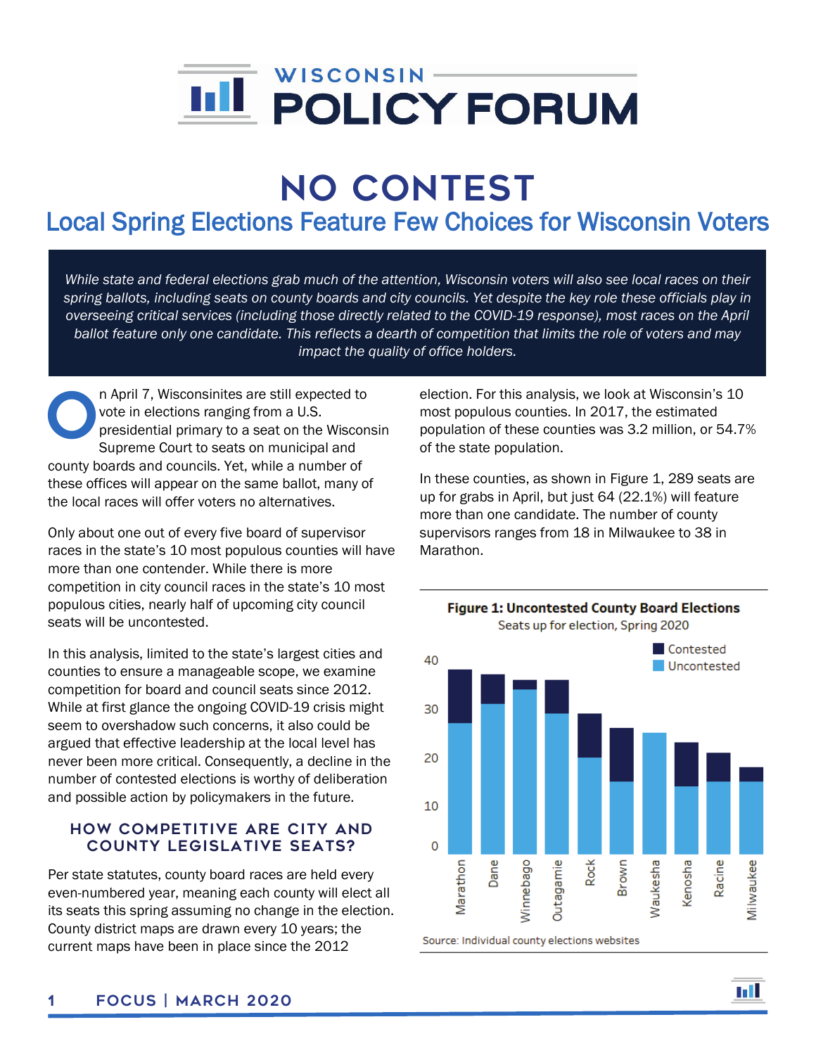# NO CONTEST

## Local Spring Elections Feature Few Choices for Wisconsin Voters

*While state and federal elections grab much of the attention, Wisconsin voters will also see local races on their spring ballots, including seats on county boards and city councils. Yet despite the key role these officials play in overseeing critical services (including those directly related to the COVID-19 response), most races on the April ballot feature only one candidate. This reflects a dearth of competition that limits the role of voters and may impact the quality of office holders.*

On April 7, Wisconsinites are still expected to vote in elections ranging from a U.S. presidential primary to a seat on the Wisconsin Supreme Court to seats on municipal and county boards and councils. Yet, while a number of these offices will appear on the same ballot, many of the local races will offer voters no alternatives.

Only about one out of every five board of supervisor races in the state's 10 most populous counties will have more than one contender. While there is more competition in city council races in the state's 10 most populous cities, nearly half of upcoming city council seats will be uncontested.

In this analysis, limited to the state's largest cities and counties to ensure a manageable scope, we examine competition for board and council seats since 2012. While at first glance the ongoing COVID-19 crisis might seem to overshadow such concerns, it also could be argued that effective leadership at the local level has never been more critical. Consequently, a decline in the number of contested elections is worthy of deliberation and possible action by policymakers in the future.

### HOW COMPETITIVE ARE CITY AND COUNTY LEGISLATIVE SEATS?

Per state statutes, county board races are held every even-numbered year, meaning each county will elect all its seats this spring assuming no change in the election. County district maps are drawn every 10 years; the current maps have been in place since the 2012 election. For this analysis, we look at Wisconsin's 10 most populous counties. In 2017, the estimated population of these counties was 3.2 million, or 54.7% of the state population.

In these counties, as shown in Figure 1, 289 seats are up for grabs in April, but just 64 (22.1%) will feature more than one candidate. The number of county supervisors ranges from 18 in Milwaukee to 38 in Marathon.

**Figure 1: Uncontested County Board Elections**
Seats up for election, Spring 2020

| County | Uncontested | Contested |
|---|---|---|
| Marathon | 27 | 11 |
| Dane | 31 | 6 |
| Winnebago | 34 | 2 |
| Outagamie | 29 | 7 |
| Rock | 20 | 9 |
| Brown | 15 | 11 |
| Waukesha | 25 | 0 |
| Kenosha | 14 | 9 |
| Racine | 15 | 6 |
| Milwaukee | 15 | 3 |

Source: Individual county elections websites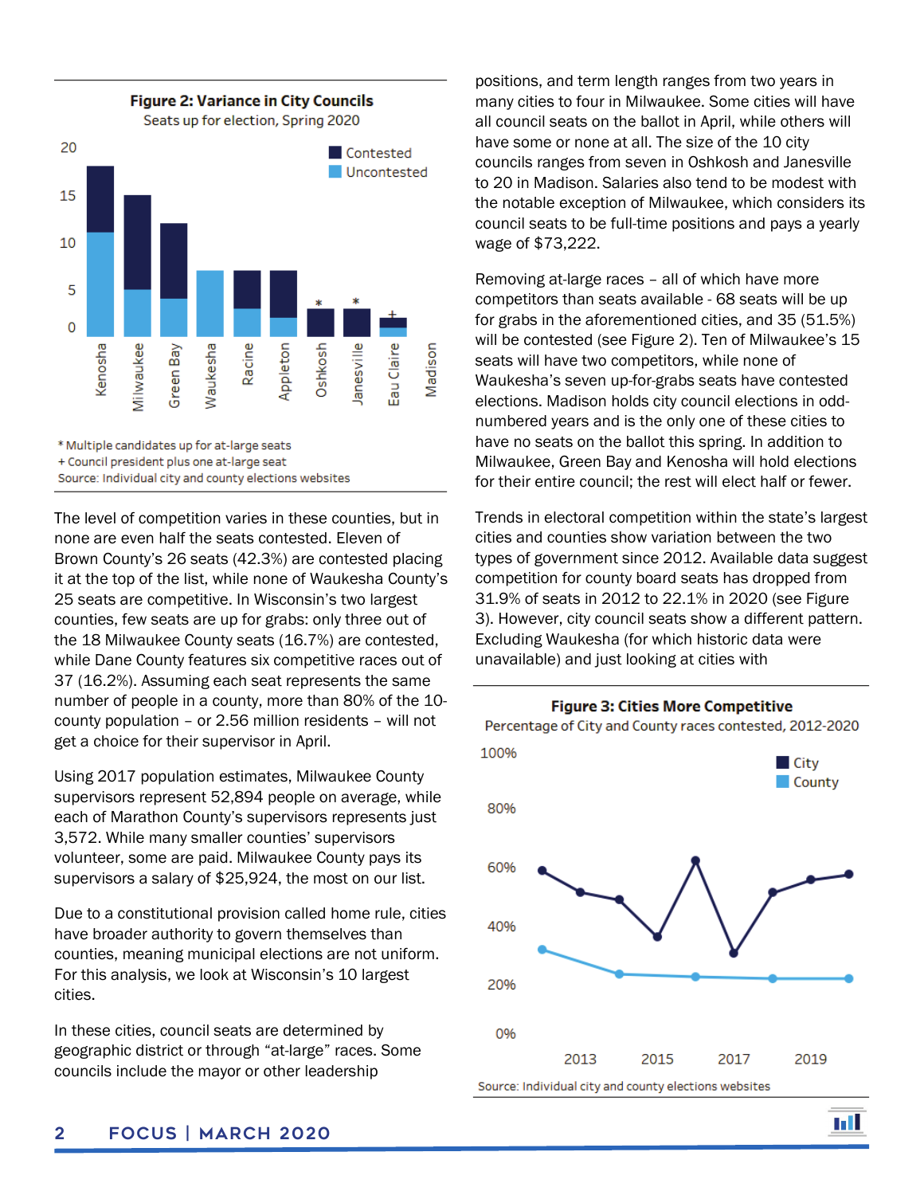**Figure 2: Variance in City Councils**

Seats up for election, Spring 2020

\* Multiple candidates up for at-large seats
+ Council president plus one at-large seat
Source: Individual city and county elections websites

The level of competition varies in these counties, but in none are even half the seats contested. Eleven of Brown County's 26 seats (42.3%) are contested placing it at the top of the list, while none of Waukesha County's 25 seats are competitive. In Wisconsin's two largest counties, few seats are up for grabs: only three out of the 18 Milwaukee County seats (16.7%) are contested, while Dane County features six competitive races out of 37 (16.2%). Assuming each seat represents the same number of people in a county, more than 80% of the 10-county population – or 2.56 million residents – will not get a choice for their supervisor in April.

Using 2017 population estimates, Milwaukee County supervisors represent 52,894 people on average, while each of Marathon County's supervisors represents just 3,572. While many smaller counties' supervisors volunteer, some are paid. Milwaukee County pays its supervisors a salary of $25,924, the most on our list.

Due to a constitutional provision called home rule, cities have broader authority to govern themselves than counties, meaning municipal elections are not uniform. For this analysis, we look at Wisconsin's 10 largest cities.

In these cities, council seats are determined by geographic district or through "at-large" races. Some councils include the mayor or other leadership positions, and term length ranges from two years in many cities to four in Milwaukee. Some cities will have all council seats on the ballot in April, while others will have some or none at all. The size of the 10 city councils ranges from seven in Oshkosh and Janesville to 20 in Madison. Salaries also tend to be modest with the notable exception of Milwaukee, which considers its council seats to be full-time positions and pays a yearly wage of $73,222.

Removing at-large races – all of which have more competitors than seats available - 68 seats will be up for grabs in the aforementioned cities, and 35 (51.5%) will be contested (see Figure 2). Ten of Milwaukee's 15 seats will have two competitors, while none of Waukesha's seven up-for-grabs seats have contested elections. Madison holds city council elections in odd-numbered years and is the only one of these cities to have no seats on the ballot this spring. In addition to Milwaukee, Green Bay and Kenosha will hold elections for their entire council; the rest will elect half or fewer.

Trends in electoral competition within the state's largest cities and counties show variation between the two types of government since 2012. Available data suggest competition for county board seats has dropped from 31.9% of seats in 2012 to 22.1% in 2020 (see Figure 3). However, city council seats show a different pattern. Excluding Waukesha (for which historic data were unavailable) and just looking at cities with

**Figure 3: Cities More Competitive**

Percentage of City and County races contested, 2012-2020

Source: Individual city and county elections websites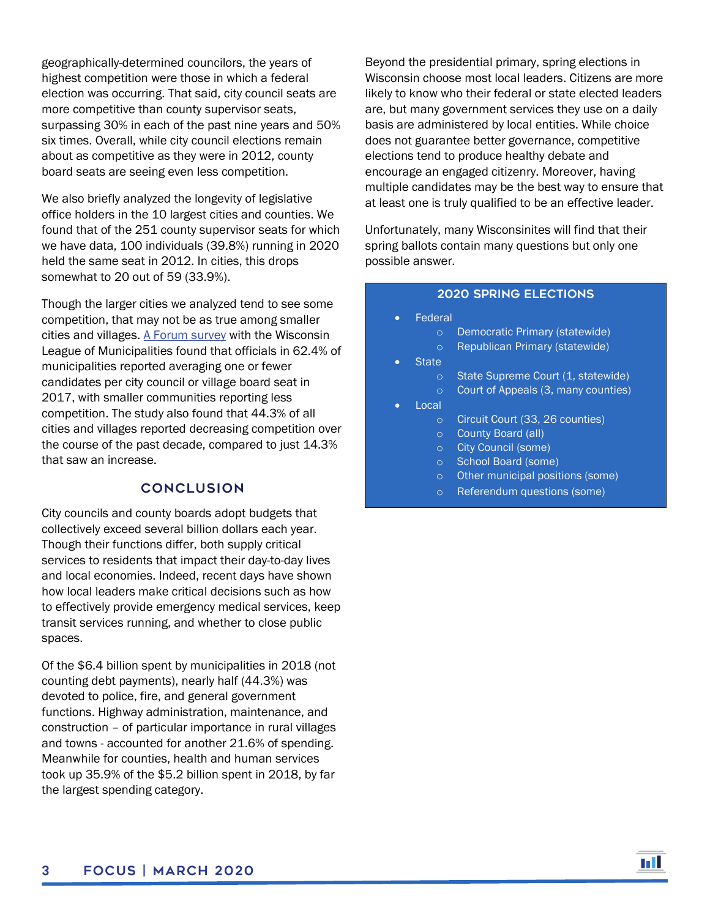geographically-determined councilors, the years of highest competition were those in which a federal election was occurring. That said, city council seats are more competitive than county supervisor seats, surpassing 30% in each of the past nine years and 50% six times. Overall, while city council elections remain about as competitive as they were in 2012, county board seats are seeing even less competition.

We also briefly analyzed the longevity of legislative office holders in the 10 largest cities and counties. We found that of the 251 county supervisor seats for which we have data, 100 individuals (39.8%) running in 2020 held the same seat in 2012. In cities, this drops somewhat to 20 out of 59 (33.9%).

Though the larger cities we analyzed tend to see some competition, that may not be as true among smaller cities and villages. [A Forum survey] with the Wisconsin League of Municipalities found that officials in 62.4% of municipalities reported averaging one or fewer candidates per city council or village board seat in 2017, with smaller communities reporting less competition. The study also found that 44.3% of all cities and villages reported decreasing competition over the course of the past decade, compared to just 14.3% that saw an increase.

## CONCLUSION

City councils and county boards adopt budgets that collectively exceed several billion dollars each year. Though their functions differ, both supply critical services to residents that impact their day-to-day lives and local economies. Indeed, recent days have shown how local leaders make critical decisions such as how to effectively provide emergency medical services, keep transit services running, and whether to close public spaces.

Of the $6.4 billion spent by municipalities in 2018 (not counting debt payments), nearly half (44.3%) was devoted to police, fire, and general government functions. Highway administration, maintenance, and construction – of particular importance in rural villages and towns - accounted for another 21.6% of spending. Meanwhile for counties, health and human services took up 35.9% of the $5.2 billion spent in 2018, by far the largest spending category.

Beyond the presidential primary, spring elections in Wisconsin choose most local leaders. Citizens are more likely to know who their federal or state elected leaders are, but many government services they use on a daily basis are administered by local entities. While choice does not guarantee better governance, competitive elections tend to produce healthy debate and encourage an engaged citizenry. Moreover, having multiple candidates may be the best way to ensure that at least one is truly qualified to be an effective leader.

Unfortunately, many Wisconsinites will find that their spring ballots contain many questions but only one possible answer.

### 2020 SPRING ELECTIONS

- Federal
  - Democratic Primary (statewide)
  - Republican Primary (statewide)
- State
  - State Supreme Court (1, statewide)
  - Court of Appeals (3, many counties)
- Local
  - Circuit Court (33, 26 counties)
  - County Board (all)
  - City Council (some)
  - School Board (some)
  - Other municipal positions (some)
  - Referendum questions (some)